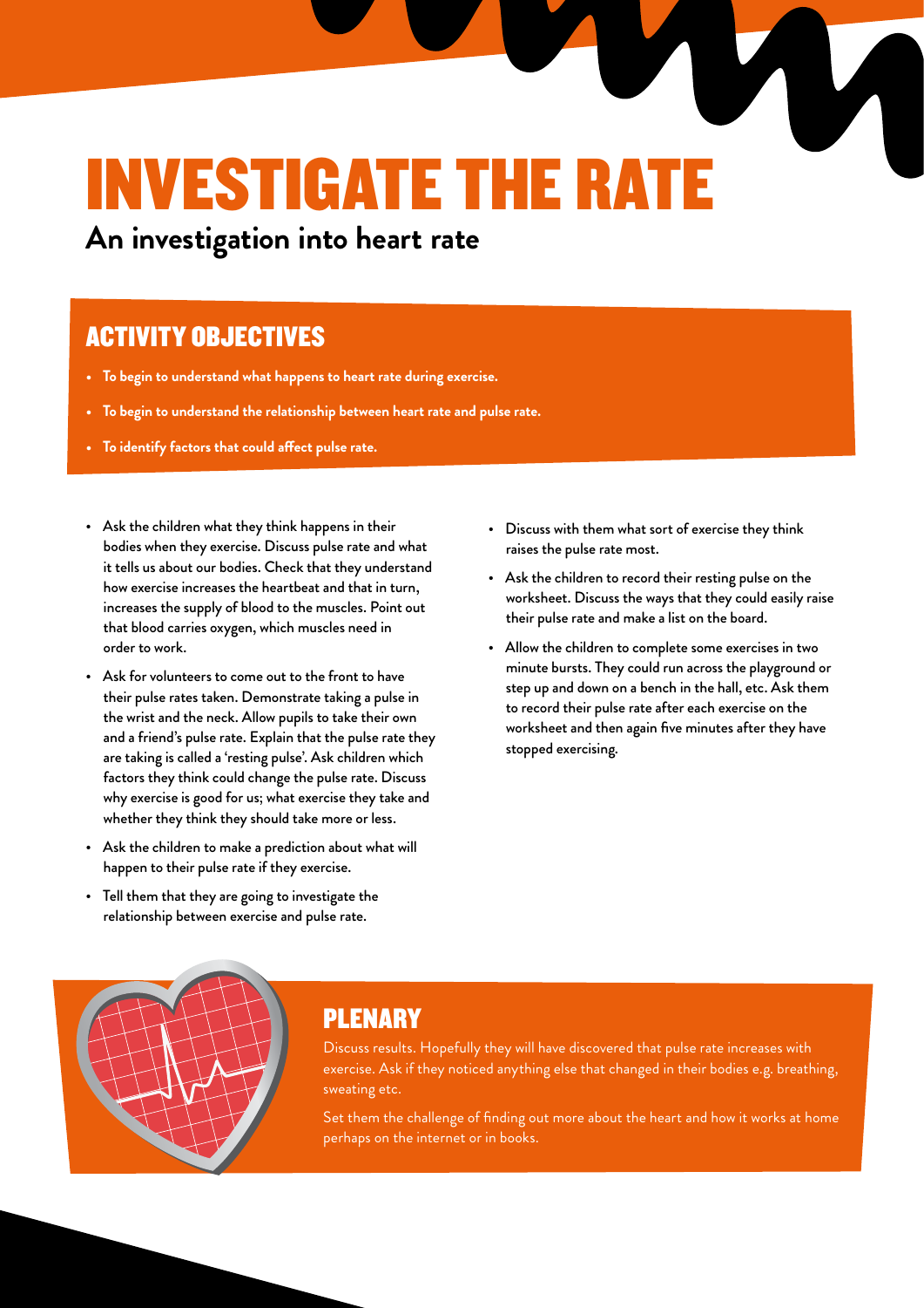# INVESTIGATE THE RATE

## An investigation into heart rate

## ACTIVITY OBJECTIVES

- **To begin to understand what happens to heart rate during exercise.**
- **To begin to understand the relationship between heart rate and pulse rate.**
- **To identify factors that could affect pulse rate.**

- Ask the children what they think happens in their bodies when they exercise. Discuss pulse rate and what it tells us about our bodies. Check that they understand how exercise increases the heartbeat and that in turn, increases the supply of blood to the muscles. Point out that blood carries oxygen, which muscles need in order to work.
- Ask for volunteers to come out to the front to have their pulse rates taken. Demonstrate taking a pulse in the wrist and the neck. Allow pupils to take their own and a friend's pulse rate. Explain that the pulse rate they are taking is called a 'resting pulse'. Ask children which factors they think could change the pulse rate. Discuss why exercise is good for us; what exercise they take and whether they think they should take more or less.
- Ask the children to make a prediction about what will happen to their pulse rate if they exercise.
- Tell them that they are going to investigate the relationship between exercise and pulse rate.
- Discuss with them what sort of exercise they think raises the pulse rate most.
- Ask the children to record their resting pulse on the worksheet. Discuss the ways that they could easily raise their pulse rate and make a list on the board.
- Allow the children to complete some exercises in two minute bursts. They could run across the playground or step up and down on a bench in the hall, etc. Ask them to record their pulse rate after each exercise on the worksheet and then again five minutes after they have stopped exercising.

## PLENARY

Discuss results. Hopefully they will have discovered that pulse rate increases with exercise. Ask if they noticed anything else that changed in their bodies e.g. breathing, sweating etc.

Set them the challenge of finding out more about the heart and how it works at home perhaps on the internet or in books.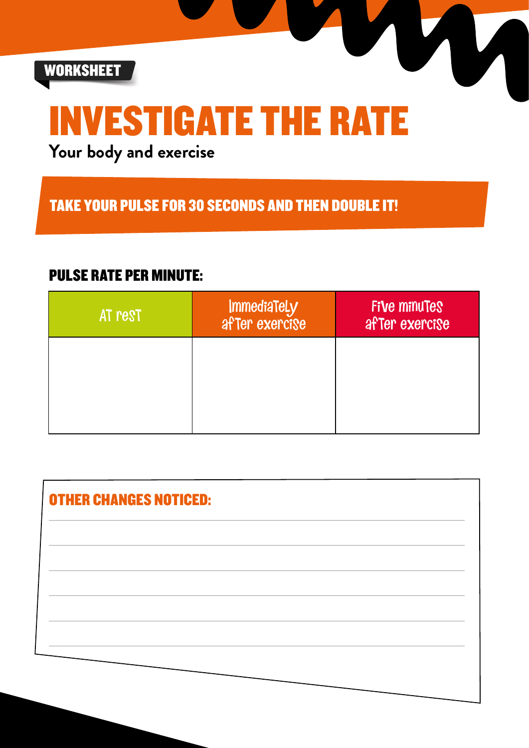WORKSHEET

# INVESTIGATE THE RATE

Your body and exercise

## TAKE YOUR PULSE FOR 30 SECONDS AND THEN DOUBLE IT!

### PULSE RATE PER MINUTE:

| At rest | Immediately after exercise | Five minutes after exercise |
|---|---|---|
| | | |

### OTHER CHANGES NOTICED: